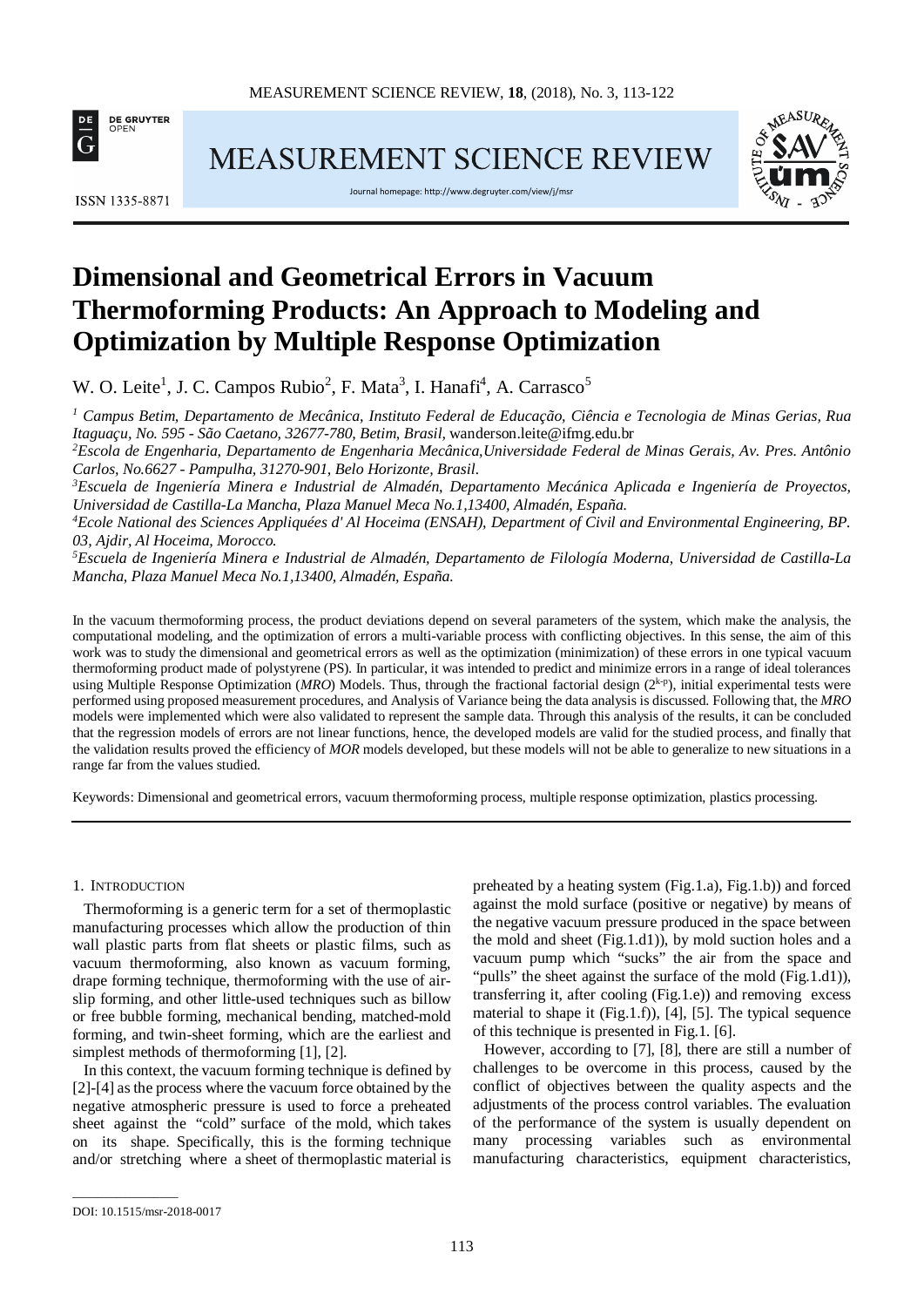# Dimensional and Geometrical Errors in Vacuum Thermoforming Products: An Approach to Modeling and Optimization by Multiple Response Optimization

W. O. Leite[1], J. C. Campos Rubio[2], F. Mata[3], I. Hanafi[4], A. Carrasco[5]

*[1] Campus Betim, Departamento de Mecânica, Instituto Federal de Educação, Ciência e Tecnologia de Minas Gerias, Rua Itaguaçu, No. 595 - São Caetano, 32677-780, Betim, Brasil,* wanderson.leite@ifmg.edu.br

*[2] Escola de Engenharia, Departamento de Engenharia Mecânica,Universidade Federal de Minas Gerais, Av. Pres. Antônio Carlos, No.6627 - Pampulha, 31270-901, Belo Horizonte, Brasil.*

*[3] Escuela de Ingeniería Minera e Industrial de Almadén, Departamento Mecánica Aplicada e Ingeniería de Proyectos, Universidad de Castilla-La Mancha, Plaza Manuel Meca No.1,13400, Almadén, España.*

*[4] Ecole National des Sciences Appliquées d' Al Hoceima (ENSAH), Department of Civil and Environmental Engineering, BP. 03, Ajdir, Al Hoceima, Morocco.*

*[5] Escuela de Ingeniería Minera e Industrial de Almadén, Departamento de Filología Moderna, Universidad de Castilla-La Mancha, Plaza Manuel Meca No.1,13400, Almadén, España.*

In the vacuum thermoforming process, the product deviations depend on several parameters of the system, which make the analysis, the computational modeling, and the optimization of errors a multi-variable process with conflicting objectives. In this sense, the aim of this work was to study the dimensional and geometrical errors as well as the optimization (minimization) of these errors in one typical vacuum thermoforming product made of polystyrene (PS). In particular, it was intended to predict and minimize errors in a range of ideal tolerances using Multiple Response Optimization (*MRO*) Models. Thus, through the fractional factorial design ($2^{k-p}$), initial experimental tests were performed using proposed measurement procedures, and Analysis of Variance being the data analysis is discussed. Following that, the *MRO* models were implemented which were also validated to represent the sample data. Through this analysis of the results, it can be concluded that the regression models of errors are not linear functions, hence, the developed models are valid for the studied process, and finally that the validation results proved the efficiency of *MOR* models developed, but these models will not be able to generalize to new situations in a range far from the values studied.

Keywords: Dimensional and geometrical errors, vacuum thermoforming process, multiple response optimization, plastics processing.

## 1. Introduction

Thermoforming is a generic term for a set of thermoplastic manufacturing processes which allow the production of thin wall plastic parts from flat sheets or plastic films, such as vacuum thermoforming, also known as vacuum forming, drape forming technique, thermoforming with the use of air-slip forming, and other little-used techniques such as billow or free bubble forming, mechanical bending, matched-mold forming, and twin-sheet forming, which are the earliest and simplest methods of thermoforming [1], [2].

In this context, the vacuum forming technique is defined by [2]-[4] as the process where the vacuum force obtained by the negative atmospheric pressure is used to force a preheated sheet against the "cold" surface of the mold, which takes on its shape. Specifically, this is the forming technique and/or stretching where a sheet of thermoplastic material is preheated by a heating system (Fig.1.a), Fig.1.b)) and forced against the mold surface (positive or negative) by means of the negative vacuum pressure produced in the space between the mold and sheet (Fig.1.d1)), by mold suction holes and a vacuum pump which "sucks" the air from the space and "pulls" the sheet against the surface of the mold (Fig.1.d1)), transferring it, after cooling (Fig.1.e)) and removing excess material to shape it (Fig.1.f)), [4], [5]. The typical sequence of this technique is presented in Fig.1. [6].

However, according to [7], [8], there are still a number of challenges to be overcome in this process, caused by the conflict of objectives between the quality aspects and the adjustments of the process control variables. The evaluation of the performance of the system is usually dependent on many processing variables such as environmental manufacturing characteristics, equipment characteristics,

DOI: 10.1515/msr-2018-0017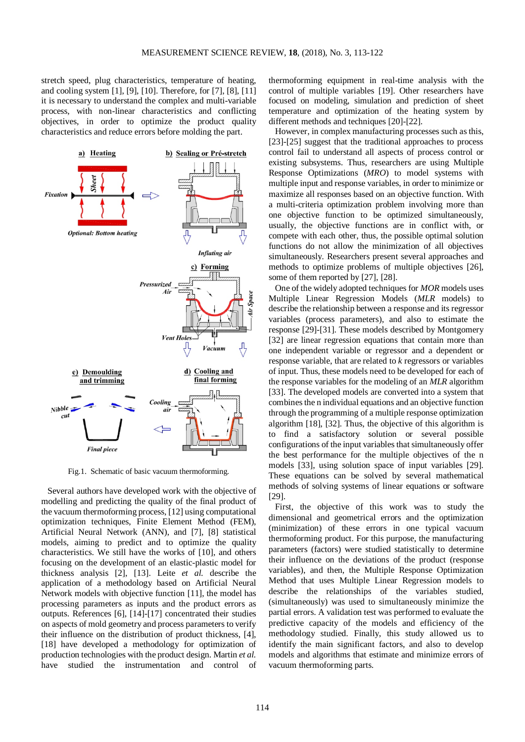stretch speed, plug characteristics, temperature of heating, and cooling system [1], [9], [10]. Therefore, for [7], [8], [11] it is necessary to understand the complex and multi-variable process, with non-linear characteristics and conflicting objectives, in order to optimize the product quality characteristics and reduce errors before molding the part.

Fig.1. Schematic of basic vacuum thermoforming.

Several authors have developed work with the objective of modelling and predicting the quality of the final product of the vacuum thermoforming process, [12] using computational optimization techniques, Finite Element Method (FEM), Artificial Neural Network (ANN), and [7], [8] statistical models, aiming to predict and to optimize the quality characteristics. We still have the works of [10], and others focusing on the development of an elastic-plastic model for thickness analysis [2], [13]. Leite *et al.* describe the application of a methodology based on Artificial Neural Network models with objective function [11], the model has processing parameters as inputs and the product errors as outputs. References [6], [14]-[17] concentrated their studies on aspects of mold geometry and process parameters to verify their influence on the distribution of product thickness, [4], [18] have developed a methodology for optimization of production technologies with the product design. Martin *et al.* have studied the instrumentation and control of thermoforming equipment in real-time analysis with the control of multiple variables [19]. Other researchers have focused on modeling, simulation and prediction of sheet temperature and optimization of the heating system by different methods and techniques [20]-[22].

However, in complex manufacturing processes such as this, [23]-[25] suggest that the traditional approaches to process control fail to understand all aspects of process control or existing subsystems. Thus, researchers are using Multiple Response Optimizations (*MRO*) to model systems with multiple input and response variables, in order to minimize or maximize all responses based on an objective function. With a multi-criteria optimization problem involving more than one objective function to be optimized simultaneously, usually, the objective functions are in conflict with, or compete with each other, thus, the possible optimal solution functions do not allow the minimization of all objectives simultaneously. Researchers present several approaches and methods to optimize problems of multiple objectives [26], some of them reported by [27], [28].

One of the widely adopted techniques for *MOR* models uses Multiple Linear Regression Models (*MLR* models) to describe the relationship between a response and its regressor variables (process parameters), and also to estimate the response [29]-[31]. These models described by Montgomery [32] are linear regression equations that contain more than one independent variable or regressor and a dependent or response variable, that are related to *k* regressors or variables of input. Thus, these models need to be developed for each of the response variables for the modeling of an *MLR* algorithm [33]. The developed models are converted into a system that combines the n individual equations and an objective function through the programming of a multiple response optimization algorithm [18], [32]. Thus, the objective of this algorithm is to find a satisfactory solution or several possible configurations of the input variables that simultaneously offer the best performance for the multiple objectives of the n models [33], using solution space of input variables [29]. These equations can be solved by several mathematical methods of solving systems of linear equations or software [29].

First, the objective of this work was to study the dimensional and geometrical errors and the optimization (minimization) of these errors in one typical vacuum thermoforming product. For this purpose, the manufacturing parameters (factors) were studied statistically to determine their influence on the deviations of the product (response variables), and then, the Multiple Response Optimization Method that uses Multiple Linear Regression models to describe the relationships of the variables studied, (simultaneously) was used to simultaneously minimize the partial errors. A validation test was performed to evaluate the predictive capacity of the models and efficiency of the methodology studied. Finally, this study allowed us to identify the main significant factors, and also to develop models and algorithms that estimate and minimize errors of vacuum thermoforming parts.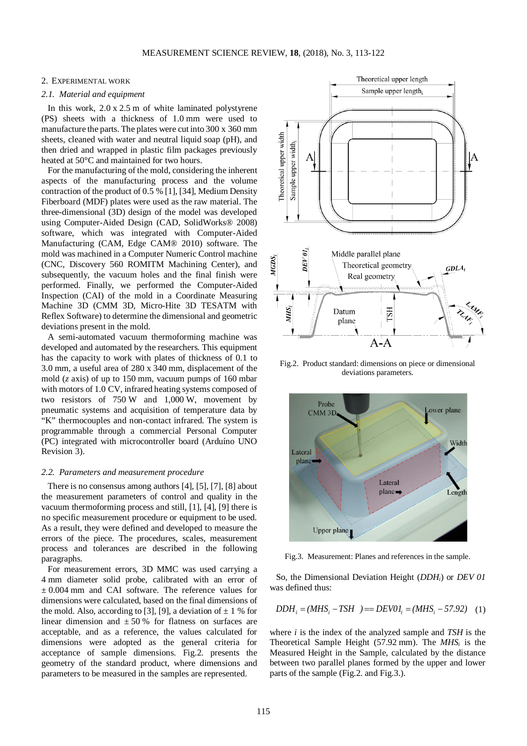## 2. Experimental work

### 2.1. Material and equipment

In this work, 2.0 x 2.5 m of white laminated polystyrene (PS) sheets with a thickness of 1.0 mm were used to manufacture the parts. The plates were cut into 300 x 360 mm sheets, cleaned with water and neutral liquid soap (pH), and then dried and wrapped in plastic film packages previously heated at 50°C and maintained for two hours.

For the manufacturing of the mold, considering the inherent aspects of the manufacturing process and the volume contraction of the product of 0.5 % [1], [34], Medium Density Fiberboard (MDF) plates were used as the raw material. The three-dimensional (3D) design of the model was developed using Computer-Aided Design (CAD, SolidWorks® 2008) software, which was integrated with Computer-Aided Manufacturing (CAM, Edge CAM® 2010) software. The mold was machined in a Computer Numeric Control machine (CNC, Discovery 560 ROMITM Machining Center), and subsequently, the vacuum holes and the final finish were performed. Finally, we performed the Computer-Aided Inspection (CAI) of the mold in a Coordinate Measuring Machine 3D (CMM 3D, Micro-Hite 3D TESATM with Reflex Software) to determine the dimensional and geometric deviations present in the mold.

A semi-automated vacuum thermoforming machine was developed and automated by the researchers. This equipment has the capacity to work with plates of thickness of 0.1 to 3.0 mm, a useful area of 280 x 340 mm, displacement of the mold (*z* axis) of up to 150 mm, vacuum pumps of 160 mbar with motors of 1.0 CV, infrared heating systems composed of two resistors of 750 W and 1,000 W, movement by pneumatic systems and acquisition of temperature data by "K" thermocouples and non-contact infrared. The system is programmable through a commercial Personal Computer (PC) integrated with microcontroller board (Arduíno UNO Revision 3).

### 2.2. Parameters and measurement procedure

There is no consensus among authors [4], [5], [7], [8] about the measurement parameters of control and quality in the vacuum thermoforming process and still, [1], [4], [9] there is no specific measurement procedure or equipment to be used. As a result, they were defined and developed to measure the errors of the piece. The procedures, scales, measurement process and tolerances are described in the following paragraphs.

For measurement errors, 3D MMC was used carrying a 4 mm diameter solid probe, calibrated with an error of ± 0.004 mm and CAI software. The reference values for dimensions were calculated, based on the final dimensions of the mold. Also, according to [3], [9], a deviation of ± 1 % for linear dimension and ± 50 % for flatness on surfaces are acceptable, and as a reference, the values calculated for dimensions were adopted as the general criteria for acceptance of sample dimensions. Fig.2. presents the geometry of the standard product, where dimensions and parameters to be measured in the samples are represented.

Fig.2. Product standard: dimensions on piece or dimensional deviations parameters.

Fig.3. Measurement: Planes and references in the sample.

So, the Dimensional Deviation Height ($DDH_i$) or *DEV 01* was defined thus:

$$DDH_i = (MHS_i - TSH) = DEV01_i = (MHS_i - 57.92) \quad (1)$$

where $i$ is the index of the analyzed sample and $TSH$ is the Theoretical Sample Height (57.92 mm). The $MHS_i$ is the Measured Height in the Sample, calculated by the distance between two parallel planes formed by the upper and lower parts of the sample (Fig.2. and Fig.3.).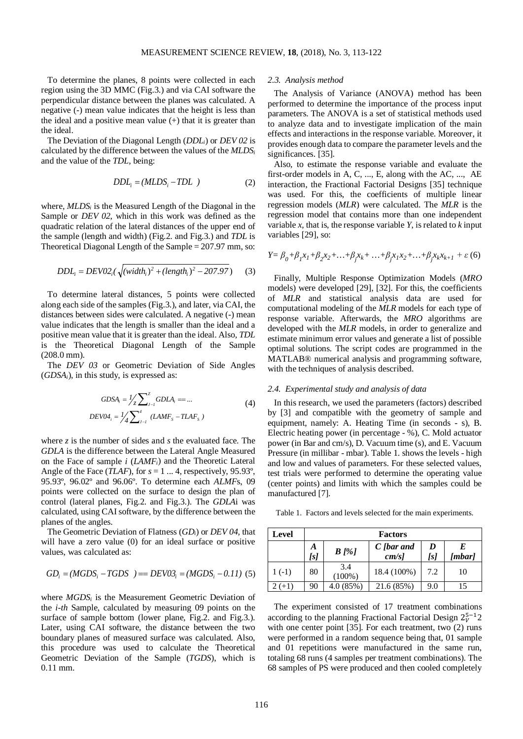To determine the planes, 8 points were collected in each region using the 3D MMC (Fig.3.) and via CAI software the perpendicular distance between the planes was calculated. A negative (-) mean value indicates that the height is less than the ideal and a positive mean value (+) that it is greater than the ideal.

The Deviation of the Diagonal Length ($DDL_i$) or *DEV 02* is calculated by the difference between the values of the $MLDS_i$ and the value of the *TDL*, being:

$$DDL_i = (MLDS_i - TDL\ ) \tag{2}$$

where, $MLDS_i$ is the Measured Length of the Diagonal in the Sample or *DEV 02*, which in this work was defined as the quadratic relation of the lateral distances of the upper end of the sample (length and width) (Fig.2. and Fig.3.) and *TDL* is Theoretical Diagonal Length of the Sample = 207.97 mm, so:

$$DDL_i = DEV02_i(\sqrt{(width_i)^2 + (length_i)^2 - 207.97}) \tag{3}$$

To determine lateral distances, 5 points were collected along each side of the samples (Fig.3.), and later, via CAI, the distances between sides were calculated. A negative (-) mean value indicates that the length is smaller than the ideal and a positive mean value that it is greater than the ideal. Also, *TDL* is the Theoretical Diagonal Length of the Sample (208.0 mm).

The *DEV 03* or Geometric Deviation of Side Angles ($GDSA_i$), in this study, is expressed as:

$$GDSA_i = \frac{1}{z}\sum_{J-1}^{z} GDLA_i == ...$$
$$DEV04_i = \frac{1}{4}\sum_{J-1}^{4} (LAMF_S - TLAF_S\ ) \tag{4}$$

where *z* is the number of sides and *s* the evaluated face. The *GDLA* is the difference between the Lateral Angle Measured on the Face of sample *i* ($LAMF_i$) and the Theoretic Lateral Angle of the Face (*TLAF*), for $s = 1 ... 4$, respectively, 95.93º, 95.93º, 96.02º and 96.06º. To determine each *ALMF*s, 09 points were collected on the surface to design the plan of control (lateral planes, Fig.2. and Fig.3.). The *GDLA*i was calculated, using CAI software, by the difference between the planes of the angles.

The Geometric Deviation of Flatness ($GD_i$) or *DEV 04*, that will have a zero value (0) for an ideal surface or positive values, was calculated as:

$$GD_i = (MGDS_i - TGDS\ ) == DEV03_i = (MGDS_i - 0.11) \tag{5}$$

where $MGDS_i$ is the Measurement Geometric Deviation of the *i-th* Sample, calculated by measuring 09 points on the surface of sample bottom (lower plane, Fig.2. and Fig.3.). Later, using CAI software, the distance between the two boundary planes of measured surface was calculated. Also, this procedure was used to calculate the Theoretical Geometric Deviation of the Sample (*TGDS*), which is 0.11 mm.

### 2.3. Analysis method

The Analysis of Variance (ANOVA) method has been performed to determine the importance of the process input parameters. The ANOVA is a set of statistical methods used to analyze data and to investigate implication of the main effects and interactions in the response variable. Moreover, it provides enough data to compare the parameter levels and the significances. [35].

Also, to estimate the response variable and evaluate the first-order models in A, C, ..., E, along with the AC, ..., AE interaction, the Fractional Factorial Designs [35] technique was used. For this, the coefficients of multiple linear regression models (*MLR*) were calculated. The *MLR* is the regression model that contains more than one independent variable *x*, that is, the response variable *Y*, is related to *k* input variables [29], so:

$$Y = \beta_0 + \beta_1 x_1 + \beta_2 x_2 + \ldots + \beta_j x_k + \ldots + \beta_j x_1 x_2 + \ldots + \beta_j x_k x_{k+1} + \varepsilon \tag{6}$$

Finally, Multiple Response Optimization Models (*MRO* models) were developed [29], [32]. For this, the coefficients of *MLR* and statistical analysis data are used for computational modeling of the *MLR* models for each type of response variable. Afterwards, the *MRO* algorithms are developed with the *MLR* models, in order to generalize and estimate minimum error values and generate a list of possible optimal solutions. The script codes are programmed in the MATLAB® numerical analysis and programming software, with the techniques of analysis described.

### 2.4. Experimental study and analysis of data

In this research, we used the parameters (factors) described by [3] and compatible with the geometry of sample and equipment, namely: A. Heating Time (in seconds - s), B. Electric heating power (in percentage - %), C. Mold actuator power (in Bar and cm/s), D. Vacuum time (s), and E. Vacuum Pressure (in millibar - mbar). Table 1. shows the levels - high and low and values of parameters. For these selected values, test trials were performed to determine the operating value (center points) and limits with which the samples could be manufactured [7].

Table 1. Factors and levels selected for the main experiments.

| Level | Factors | | | | |
|---|---|---|---|---|---|
| | ***A*** ***[s]*** | ***B [%]*** | ***C [bar and cm/s]*** | ***D*** ***[s]*** | ***E*** ***[mbar]*** |
| 1 (-1) | 80 | 3.4 (100%) | 18.4 (100%) | 7.2 | 10 |
| 2 (+1) | 90 | 4.0 (85%) | 21.6 (85%) | 9.0 | 15 |

The experiment consisted of 17 treatment combinations according to the planning Fractional Factorial Design $2_V^{5-1}2$ with one center point [35]. For each treatment, two (2) runs were performed in a random sequence being that, 01 sample and 01 repetitions were manufactured in the same run, totaling 68 runs (4 samples per treatment combinations). The 68 samples of PS were produced and then cooled completely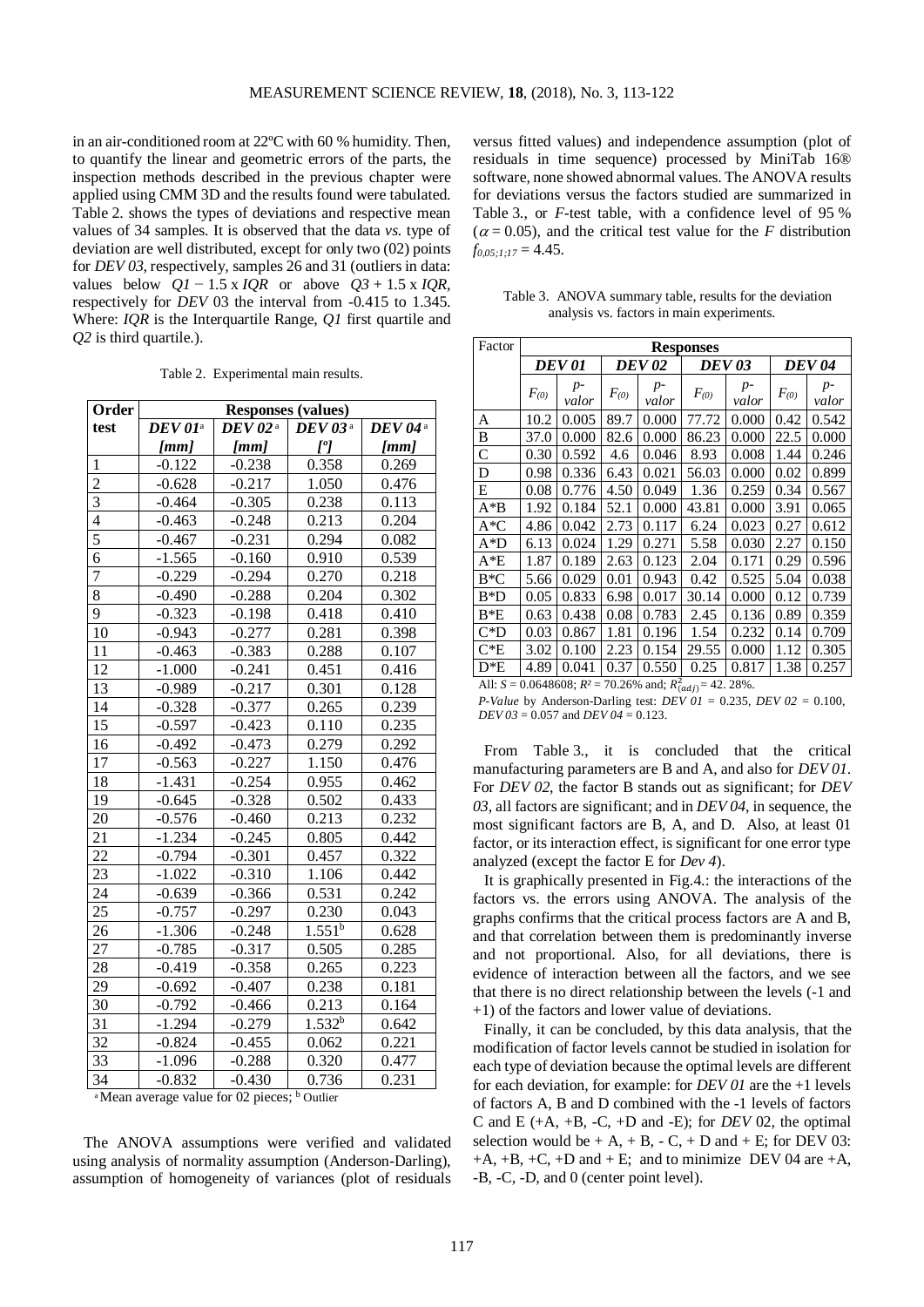in an air-conditioned room at 22ºC with 60 % humidity. Then, to quantify the linear and geometric errors of the parts, the inspection methods described in the previous chapter were applied using CMM 3D and the results found were tabulated. Table 2. shows the types of deviations and respective mean values of 34 samples. It is observed that the data *vs.* type of deviation are well distributed, except for only two (02) points for *DEV 03*, respectively, samples 26 and 31 (outliers in data: values below $Q1 - 1.5 \times IQR$ or above $Q3 + 1.5 \times IQR$, respectively for *DEV* 03 the interval from -0.415 to 1.345. Where: *IQR* is the Interquartile Range, *Q1* first quartile and *Q2* is third quartile.).

Table 2. Experimental main results.

| Order test | Responses (values) | | | |
|---|---|---|---|---|
| | ***DEV 01*** [a] ***[mm]*** | ***DEV 02*** [a] ***[mm]*** | ***DEV 03*** [a] ***[º]*** | ***DEV 04*** [a] ***[mm]*** |
| 1 | -0.122 | -0.238 | 0.358 | 0.269 |
| 2 | -0.628 | -0.217 | 1.050 | 0.476 |
| 3 | -0.464 | -0.305 | 0.238 | 0.113 |
| 4 | -0.463 | -0.248 | 0.213 | 0.204 |
| 5 | -0.467 | -0.231 | 0.294 | 0.082 |
| 6 | -1.565 | -0.160 | 0.910 | 0.539 |
| 7 | -0.229 | -0.294 | 0.270 | 0.218 |
| 8 | -0.490 | -0.288 | 0.204 | 0.302 |
| 9 | -0.323 | -0.198 | 0.418 | 0.410 |
| 10 | -0.943 | -0.277 | 0.281 | 0.398 |
| 11 | -0.463 | -0.383 | 0.288 | 0.107 |
| 12 | -1.000 | -0.241 | 0.451 | 0.416 |
| 13 | -0.989 | -0.217 | 0.301 | 0.128 |
| 14 | -0.328 | -0.377 | 0.265 | 0.239 |
| 15 | -0.597 | -0.423 | 0.110 | 0.235 |
| 16 | -0.492 | -0.473 | 0.279 | 0.292 |
| 17 | -0.563 | -0.227 | 1.150 | 0.476 |
| 18 | -1.431 | -0.254 | 0.955 | 0.462 |
| 19 | -0.645 | -0.328 | 0.502 | 0.433 |
| 20 | -0.576 | -0.460 | 0.213 | 0.232 |
| 21 | -1.234 | -0.245 | 0.805 | 0.442 |
| 22 | -0.794 | -0.301 | 0.457 | 0.322 |
| 23 | -1.022 | -0.310 | 1.106 | 0.442 |
| 24 | -0.639 | -0.366 | 0.531 | 0.242 |
| 25 | -0.757 | -0.297 | 0.230 | 0.043 |
| 26 | -1.306 | -0.248 | 1.551[b] | 0.628 |
| 27 | -0.785 | -0.317 | 0.505 | 0.285 |
| 28 | -0.419 | -0.358 | 0.265 | 0.223 |
| 29 | -0.692 | -0.407 | 0.238 | 0.181 |
| 30 | -0.792 | -0.466 | 0.213 | 0.164 |
| 31 | -1.294 | -0.279 | 1.532[b] | 0.642 |
| 32 | -0.824 | -0.455 | 0.062 | 0.221 |
| 33 | -1.096 | -0.288 | 0.320 | 0.477 |
| 34 | -0.832 | -0.430 | 0.736 | 0.231 |

[a] Mean average value for 02 pieces; [b] Outlier

The ANOVA assumptions were verified and validated using analysis of normality assumption (Anderson-Darling), assumption of homogeneity of variances (plot of residuals versus fitted values) and independence assumption (plot of residuals in time sequence) processed by MiniTab 16® software, none showed abnormal values. The ANOVA results for deviations versus the factors studied are summarized in Table 3., or *F*-test table, with a confidence level of 95 % ($\alpha = 0.05$), and the critical test value for the *F* distribution $f_{0,05;1;17} = 4.45$.

Table 3. ANOVA summary table, results for the deviation analysis vs. factors in main experiments.

| Factor | Responses | | | | | | | |
|---|---|---|---|---|---|---|---|---|
| | ***DEV 01*** | | ***DEV 02*** | | ***DEV 03*** | | ***DEV 04*** | |
| | $F_{(0)}$ | *p-valor* | $F_{(0)}$ | *p-valor* | $F_{(0)}$ | *p-valor* | $F_{(0)}$ | *p-valor* |
| A | 10.2 | 0.005 | 89.7 | 0.000 | 77.72 | 0.000 | 0.42 | 0.542 |
| B | 37.0 | 0.000 | 82.6 | 0.000 | 86.23 | 0.000 | 22.5 | 0.000 |
| C | 0.30 | 0.592 | 4.6 | 0.046 | 8.93 | 0.008 | 1.44 | 0.246 |
| D | 0.98 | 0.336 | 6.43 | 0.021 | 56.03 | 0.000 | 0.02 | 0.899 |
| E | 0.08 | 0.776 | 4.50 | 0.049 | 1.36 | 0.259 | 0.34 | 0.567 |
| A*B | 1.92 | 0.184 | 52.1 | 0.000 | 43.81 | 0.000 | 3.91 | 0.065 |
| A*C | 4.86 | 0.042 | 2.73 | 0.117 | 6.24 | 0.023 | 0.27 | 0.612 |
| A*D | 6.13 | 0.024 | 1.29 | 0.271 | 5.58 | 0.030 | 2.27 | 0.150 |
| A*E | 1.87 | 0.189 | 2.63 | 0.123 | 2.04 | 0.171 | 0.29 | 0.596 |
| B*C | 5.66 | 0.029 | 0.01 | 0.943 | 0.42 | 0.525 | 5.04 | 0.038 |
| B*D | 0.05 | 0.833 | 6.98 | 0.017 | 30.14 | 0.000 | 0.12 | 0.739 |
| B*E | 0.63 | 0.438 | 0.08 | 0.783 | 2.45 | 0.136 | 0.89 | 0.359 |
| C*D | 0.03 | 0.867 | 1.81 | 0.196 | 1.54 | 0.232 | 0.14 | 0.709 |
| C*E | 3.02 | 0.100 | 2.23 | 0.154 | 29.55 | 0.000 | 1.12 | 0.305 |
| D*E | 4.89 | 0.041 | 0.37 | 0.550 | 0.25 | 0.817 | 1.38 | 0.257 |

All: $S = 0.0648608$; $R^2 = 70.26\%$ and; $R^2_{(adj)} = 42.28\%$.

*P-Value* by Anderson-Darling test: *DEV 01* = 0.235, *DEV 02* = 0.100, *DEV 03* = 0.057 and *DEV 04* = 0.123.

From Table 3., it is concluded that the critical manufacturing parameters are B and A, and also for *DEV 01*. For *DEV 02*, the factor B stands out as significant; for *DEV 03*, all factors are significant; and in *DEV 04*, in sequence, the most significant factors are B, A, and D. Also, at least 01 factor, or its interaction effect, is significant for one error type analyzed (except the factor E for *Dev 4*).

It is graphically presented in Fig.4.: the interactions of the factors vs. the errors using ANOVA. The analysis of the graphs confirms that the critical process factors are A and B, and that correlation between them is predominantly inverse and not proportional. Also, for all deviations, there is evidence of interaction between all the factors, and we see that there is no direct relationship between the levels (-1 and +1) of the factors and lower value of deviations.

Finally, it can be concluded, by this data analysis, that the modification of factor levels cannot be studied in isolation for each type of deviation because the optimal levels are different for each deviation, for example: for *DEV 01* are the +1 levels of factors A, B and D combined with the -1 levels of factors C and E (+A, +B, -C, +D and -E); for *DEV* 02, the optimal selection would be + A, + B, - C, + D and + E; for DEV 03: +A, +B, +C, +D and + E; and to minimize DEV 04 are +A, -B, -C, -D, and 0 (center point level).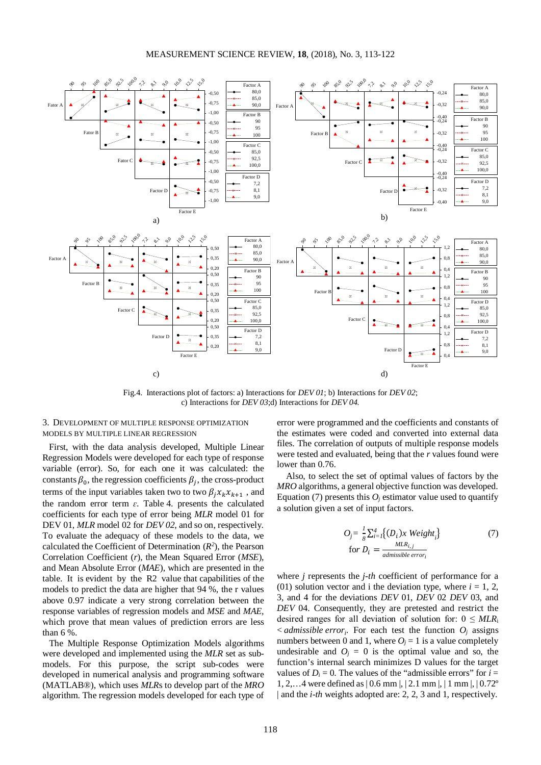Fig.4. Interactions plot of factors: a) Interactions for *DEV 01*; b) Interactions for *DEV 02*; c) Interactions for *DEV 03*;d) Interactions for *DEV 04.*

## 3. Development of multiple response optimization models by multiple linear regression

First, with the data analysis developed, Multiple Linear Regression Models were developed for each type of response variable (error). So, for each one it was calculated: the constants $\beta_0$, the regression coefficients $\beta_j$, the cross-product terms of the input variables taken two to two $\beta_j x_k x_{k+1}$ , and the random error term $\varepsilon$. Table 4. presents the calculated coefficients for each type of error being *MLR* model 01 for DEV 01, *MLR* model 02 for *DEV 02*, and so on, respectively. To evaluate the adequacy of these models to the data, we calculated the Coefficient of Determination ($R^2$), the Pearson Correlation Coefficient (*r*), the Mean Squared Error (*MSE*), and Mean Absolute Error (*MAE*), which are presented in the table. It is evident by the R2 value that capabilities of the models to predict the data are higher that 94 %, the r values above 0.97 indicate a very strong correlation between the response variables of regression models and *MSE* and *MAE*, which prove that mean values of prediction errors are less than 6 %.

The Multiple Response Optimization Models algorithms were developed and implemented using the *MLR* set as sub-models. For this purpose, the script sub-codes were developed in numerical analysis and programming software (MATLAB®), which uses *MLR*s to develop part of the *MRO* algorithm. The regression models developed for each type of error were programmed and the coefficients and constants of the estimates were coded and converted into external data files. The correlation of outputs of multiple response models were tested and evaluated, being that the *r* values found were lower than 0.76.

Also, to select the set of optimal values of factors by the *MRO* algorithms, a general objective function was developed. Equation (7) presents this $O_j$ estimator value used to quantify a solution given a set of input factors.

$$O_j = \frac{1}{8}\sum_{i=1}^{4}\{(D_i)x\ Weight_j\} \qquad (7)$$
$$\text{for } D_i = \frac{MLR_{i,j}}{admissible\ error_i}$$

where *j* represents the *j-th* coefficient of performance for a (01) solution vector and i the deviation type, where *i* = 1, 2, 3, and 4 for the deviations *DEV* 01, *DEV* 02 *DEV* 03, and *DEV* 04. Consequently, they are pretested and restrict the desired ranges for all deviation of solution for: $0 \leq MLR_i < admissible\ error_i$. For each test the function $O_j$ assigns numbers between 0 and 1, where $O_j = 1$ is a value completely undesirable and $O_j = 0$ is the optimal value and so, the function's internal search minimizes D values for the target values of $D_i = 0$. The values of the "admissible errors" for *i* = 1, 2,…4 were defined as | 0.6 mm |, | 2.1 mm |, | 1 mm |, | 0.72º | and the *i-th* weights adopted are: 2, 2, 3 and 1, respectively.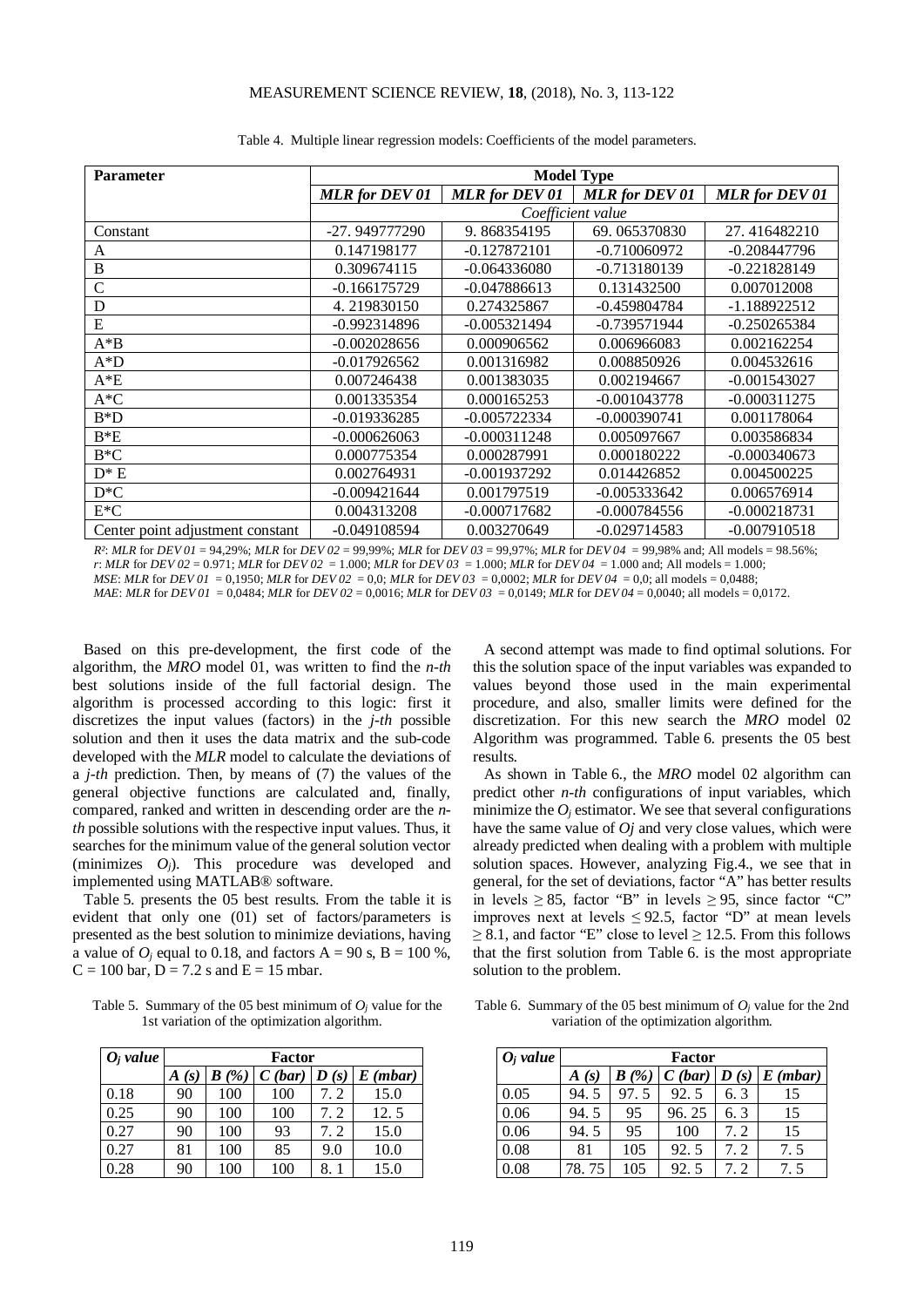Table 4. Multiple linear regression models: Coefficients of the model parameters.

| Parameter | Model Type | | | |
|---|---|---|---|---|
| | *MLR for DEV 01* | *MLR for DEV 01* | *MLR for DEV 01* | *MLR for DEV 01* |
| | *Coefficient value* | | | |
| Constant | -27. 949777290 | 9. 868354195 | 69. 065370830 | 27. 416482210 |
| A | 0.147198177 | -0.127872101 | -0.710060972 | -0.208447796 |
| B | 0.309674115 | -0.064336080 | -0.713180139 | -0.221828149 |
| C | -0.166175729 | -0.047886613 | 0.131432500 | 0.007012008 |
| D | 4. 219830150 | 0.274325867 | -0.459804784 | -1.188922512 |
| E | -0.992314896 | -0.005321494 | -0.739571944 | -0.250265384 |
| A*B | -0.002028656 | 0.000906562 | 0.006966083 | 0.002162254 |
| A*D | -0.017926562 | 0.001316982 | 0.008850926 | 0.004532616 |
| A*E | 0.007246438 | 0.001383035 | 0.002194667 | -0.001543027 |
| A*C | 0.001335354 | 0.000165253 | -0.001043778 | -0.000311275 |
| B*D | -0.019336285 | -0.005722334 | -0.000390741 | 0.001178064 |
| B*E | -0.000626063 | -0.000311248 | 0.005097667 | 0.003586834 |
| B*C | 0.000775354 | 0.000287991 | 0.000180222 | -0.000340673 |
| D* E | 0.002764931 | -0.001937292 | 0.014426852 | 0.004500225 |
| D*C | -0.009421644 | 0.001797519 | -0.005333642 | 0.006576914 |
| E*C | 0.004313208 | -0.000717682 | -0.000784556 | -0.000218731 |
| Center point adjustment constant | -0.049108594 | 0.003270649 | -0.029714583 | -0.007910518 |

$R^2$: *MLR* for *DEV 01* = 94,29%; *MLR* for *DEV 02* = 99,99%; *MLR* for *DEV 03* = 99,97%; *MLR* for *DEV 04* = 99,98% and; All models = 98.56%;
*r*: *MLR* for *DEV 02* = 0.971; *MLR* for *DEV 02* = 1.000; *MLR* for *DEV 03* = 1.000; *MLR* for *DEV 04* = 1.000 and; All models = 1.000;
*MSE*: *MLR* for *DEV 01* = 0,1950; *MLR* for *DEV 02* = 0,0; *MLR* for *DEV 03* = 0,0002; *MLR* for *DEV 04* = 0,0; all models = 0,0488;
*MAE*: *MLR* for *DEV 01* = 0,0484; *MLR* for *DEV 02* = 0,0016; *MLR* for *DEV 03* = 0,0149; *MLR* for *DEV 04* = 0,0040; all models = 0,0172.

Based on this pre-development, the first code of the algorithm, the *MRO* model 01, was written to find the *n-th* best solutions inside of the full factorial design. The algorithm is processed according to this logic: first it discretizes the input values (factors) in the *j-th* possible solution and then it uses the data matrix and the sub-code developed with the *MLR* model to calculate the deviations of a *j-th* prediction. Then, by means of (7) the values of the general objective functions are calculated and, finally, compared, ranked and written in descending order are the *n-th* possible solutions with the respective input values. Thus, it searches for the minimum value of the general solution vector (minimizes $O_j$). This procedure was developed and implemented using MATLAB® software.

Table 5. presents the 05 best results. From the table it is evident that only one (01) set of factors/parameters is presented as the best solution to minimize deviations, having a value of $O_j$ equal to 0.18, and factors A = 90 s, B = 100 %, C = 100 bar, D = 7.2 s and E = 15 mbar.

Table 5. Summary of the 05 best minimum of $O_j$ value for the 1st variation of the optimization algorithm.

| $O_j$ value | Factor | | | | |
|---|---|---|---|---|---|
| | *A (s)* | *B (%)* | *C (bar)* | *D (s)* | *E (mbar)* |
| 0.18 | 90 | 100 | 100 | 7. 2 | 15.0 |
| 0.25 | 90 | 100 | 100 | 7. 2 | 12. 5 |
| 0.27 | 90 | 100 | 93 | 7. 2 | 15.0 |
| 0.27 | 81 | 100 | 85 | 9.0 | 10.0 |
| 0.28 | 90 | 100 | 100 | 8. 1 | 15.0 |

A second attempt was made to find optimal solutions. For this the solution space of the input variables was expanded to values beyond those used in the main experimental procedure, and also, smaller limits were defined for the discretization. For this new search the *MRO* model 02 Algorithm was programmed. Table 6. presents the 05 best results.

As shown in Table 6., the *MRO* model 02 algorithm can predict other *n-th* configurations of input variables, which minimize the $O_j$ estimator. We see that several configurations have the same value of $Oj$ and very close values, which were already predicted when dealing with a problem with multiple solution spaces. However, analyzing Fig.4., we see that in general, for the set of deviations, factor "A" has better results in levels ≥ 85, factor "B" in levels ≥ 95, since factor "C" improves next at levels ≤ 92.5, factor "D" at mean levels ≥ 8.1, and factor "E" close to level ≥ 12.5. From this follows that the first solution from Table 6. is the most appropriate solution to the problem.

Table 6. Summary of the 05 best minimum of $O_j$ value for the 2nd variation of the optimization algorithm.

| $O_j$ value | Factor | | | | |
|---|---|---|---|---|---|
| | *A (s)* | *B (%)* | *C (bar)* | *D (s)* | *E (mbar)* |
| 0.05 | 94. 5 | 97. 5 | 92. 5 | 6. 3 | 15 |
| 0.06 | 94. 5 | 95 | 96. 25 | 6. 3 | 15 |
| 0.06 | 94. 5 | 95 | 100 | 7. 2 | 15 |
| 0.08 | 81 | 105 | 92. 5 | 7. 2 | 7. 5 |
| 0.08 | 78. 75 | 105 | 92. 5 | 7. 2 | 7. 5 |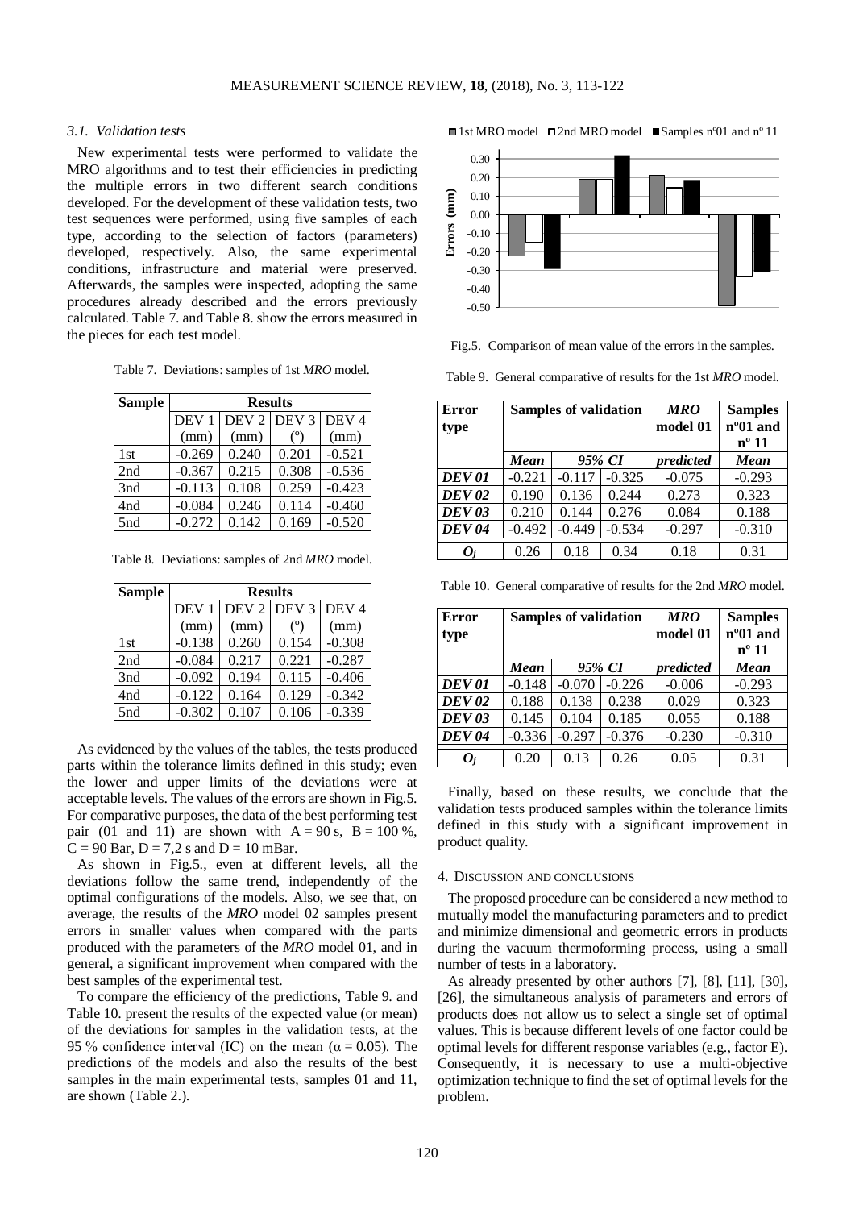### 3.1. Validation tests

New experimental tests were performed to validate the MRO algorithms and to test their efficiencies in predicting the multiple errors in two different search conditions developed. For the development of these validation tests, two test sequences were performed, using five samples of each type, according to the selection of factors (parameters) developed, respectively. Also, the same experimental conditions, infrastructure and material were preserved. Afterwards, the samples were inspected, adopting the same procedures already described and the errors previously calculated. Table 7. and Table 8. show the errors measured in the pieces for each test model.

Table 7. Deviations: samples of 1st *MRO* model.

| Sample | Results | | | |
|---|---|---|---|---|
| | DEV 1 (mm) | DEV 2 (mm) | DEV 3 (º) | DEV 4 (mm) |
| 1st | -0.269 | 0.240 | 0.201 | -0.521 |
| 2nd | -0.367 | 0.215 | 0.308 | -0.536 |
| 3nd | -0.113 | 0.108 | 0.259 | -0.423 |
| 4nd | -0.084 | 0.246 | 0.114 | -0.460 |
| 5nd | -0.272 | 0.142 | 0.169 | -0.520 |

Table 8. Deviations: samples of 2nd *MRO* model.

| Sample | Results | | | |
|---|---|---|---|---|
| | DEV 1 (mm) | DEV 2 (mm) | DEV 3 (º) | DEV 4 (mm) |
| 1st | -0.138 | 0.260 | 0.154 | -0.308 |
| 2nd | -0.084 | 0.217 | 0.221 | -0.287 |
| 3nd | -0.092 | 0.194 | 0.115 | -0.406 |
| 4nd | -0.122 | 0.164 | 0.129 | -0.342 |
| 5nd | -0.302 | 0.107 | 0.106 | -0.339 |

As evidenced by the values of the tables, the tests produced parts within the tolerance limits defined in this study; even the lower and upper limits of the deviations were at acceptable levels. The values of the errors are shown in Fig.5. For comparative purposes, the data of the best performing test pair (01 and 11) are shown with A = 90 s, B = 100 %, C = 90 Bar, D = 7,2 s and D = 10 mBar.

As shown in Fig.5., even at different levels, all the deviations follow the same trend, independently of the optimal configurations of the models. Also, we see that, on average, the results of the *MRO* model 02 samples present errors in smaller values when compared with the parts produced with the parameters of the *MRO* model 01, and in general, a significant improvement when compared with the best samples of the experimental test.

To compare the efficiency of the predictions, Table 9. and Table 10. present the results of the expected value (or mean) of the deviations for samples in the validation tests, at the 95 % confidence interval (IC) on the mean ($\alpha = 0.05$). The predictions of the models and also the results of the best samples in the main experimental tests, samples 01 and 11, are shown (Table 2.).

Fig.5. Comparison of mean value of the errors in the samples.

Table 9. General comparative of results for the 1st *MRO* model.

| Error type | Samples of validation | | | *MRO* model 01 | Samples nº01 and nº 11 |
|---|---|---|---|---|---|
| | *Mean* | *95% CI* | | *predicted* | *Mean* |
| ***DEV 01*** | -0.221 | -0.117 | -0.325 | -0.075 | -0.293 |
| ***DEV 02*** | 0.190 | 0.136 | 0.244 | 0.273 | 0.323 |
| ***DEV 03*** | 0.210 | 0.144 | 0.276 | 0.084 | 0.188 |
| ***DEV 04*** | -0.492 | -0.449 | -0.534 | -0.297 | -0.310 |
| $O_j$ | 0.26 | 0.18 | 0.34 | 0.18 | 0.31 |

Table 10. General comparative of results for the 2nd *MRO* model.

| Error type | Samples of validation | | | *MRO* model 01 | Samples nº01 and nº 11 |
|---|---|---|---|---|---|
| | *Mean* | *95% CI* | | *predicted* | *Mean* |
| ***DEV 01*** | -0.148 | -0.070 | -0.226 | -0.006 | -0.293 |
| ***DEV 02*** | 0.188 | 0.138 | 0.238 | 0.029 | 0.323 |
| ***DEV 03*** | 0.145 | 0.104 | 0.185 | 0.055 | 0.188 |
| ***DEV 04*** | -0.336 | -0.297 | -0.376 | -0.230 | -0.310 |
| $O_j$ | 0.20 | 0.13 | 0.26 | 0.05 | 0.31 |

Finally, based on these results, we conclude that the validation tests produced samples within the tolerance limits defined in this study with a significant improvement in product quality.

## 4. Discussion and conclusions

The proposed procedure can be considered a new method to mutually model the manufacturing parameters and to predict and minimize dimensional and geometric errors in products during the vacuum thermoforming process, using a small number of tests in a laboratory.

As already presented by other authors [7], [8], [11], [30], [26], the simultaneous analysis of parameters and errors of products does not allow us to select a single set of optimal values. This is because different levels of one factor could be optimal levels for different response variables (e.g., factor E). Consequently, it is necessary to use a multi-objective optimization technique to find the set of optimal levels for the problem.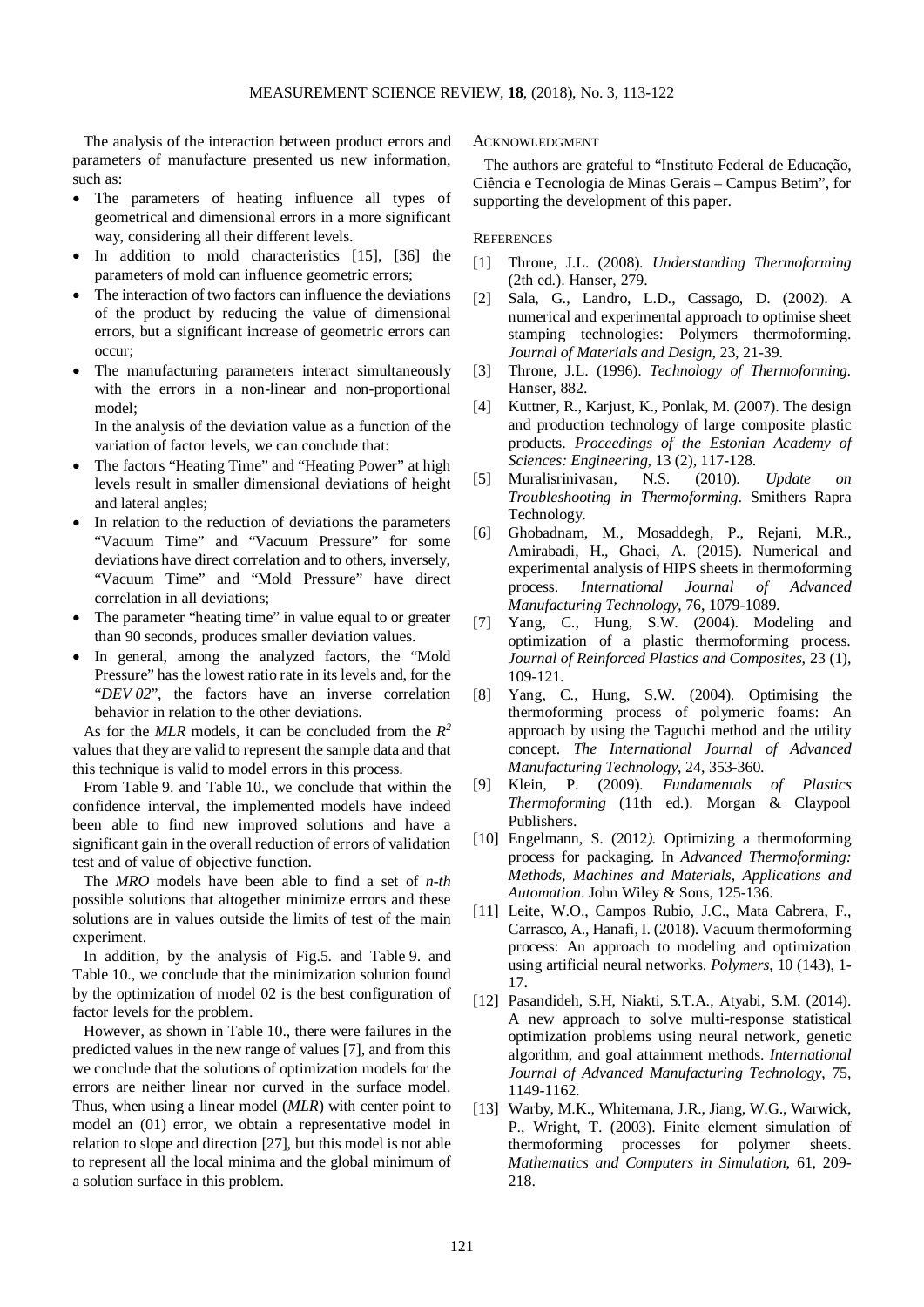The analysis of the interaction between product errors and parameters of manufacture presented us new information, such as:

- The parameters of heating influence all types of geometrical and dimensional errors in a more significant way, considering all their different levels.
- In addition to mold characteristics [15], [36] the parameters of mold can influence geometric errors;
- The interaction of two factors can influence the deviations of the product by reducing the value of dimensional errors, but a significant increase of geometric errors can occur;
- The manufacturing parameters interact simultaneously with the errors in a non-linear and non-proportional model;

In the analysis of the deviation value as a function of the variation of factor levels, we can conclude that:

- The factors "Heating Time" and "Heating Power" at high levels result in smaller dimensional deviations of height and lateral angles;
- In relation to the reduction of deviations the parameters "Vacuum Time" and "Vacuum Pressure" for some deviations have direct correlation and to others, inversely, "Vacuum Time" and "Mold Pressure" have direct correlation in all deviations;
- The parameter "heating time" in value equal to or greater than 90 seconds, produces smaller deviation values.
- In general, among the analyzed factors, the "Mold Pressure" has the lowest ratio rate in its levels and, for the "*DEV 02*", the factors have an inverse correlation behavior in relation to the other deviations.

As for the *MLR* models, it can be concluded from the $R^2$ values that they are valid to represent the sample data and that this technique is valid to model errors in this process.

From Table 9. and Table 10., we conclude that within the confidence interval, the implemented models have indeed been able to find new improved solutions and have a significant gain in the overall reduction of errors of validation test and of value of objective function.

The *MRO* models have been able to find a set of *n-th* possible solutions that altogether minimize errors and these solutions are in values outside the limits of test of the main experiment.

In addition, by the analysis of Fig.5. and Table 9. and Table 10., we conclude that the minimization solution found by the optimization of model 02 is the best configuration of factor levels for the problem.

However, as shown in Table 10., there were failures in the predicted values in the new range of values [7], and from this we conclude that the solutions of optimization models for the errors are neither linear nor curved in the surface model. Thus, when using a linear model (*MLR*) with center point to model an (01) error, we obtain a representative model in relation to slope and direction [27], but this model is not able to represent all the local minima and the global minimum of a solution surface in this problem.

## Acknowledgment

The authors are grateful to "Instituto Federal de Educação, Ciência e Tecnologia de Minas Gerais – Campus Betim", for supporting the development of this paper.

## References

[1] Throne, J.L. (2008). *Understanding Thermoforming* (2th ed.). Hanser, 279.

[2] Sala, G., Landro, L.D., Cassago, D. (2002). A numerical and experimental approach to optimise sheet stamping technologies: Polymers thermoforming. *Journal of Materials and Design*, 23, 21-39.

[3] Throne, J.L. (1996). *Technology of Thermoforming.* Hanser, 882.

[4] Kuttner, R., Karjust, K., Ponlak, M. (2007). The design and production technology of large composite plastic products. *Proceedings of the Estonian Academy of Sciences: Engineering*, 13 (2), 117-128.

[5] Muralisrinivasan, N.S. (2010). *Update on Troubleshooting in Thermoforming*. Smithers Rapra Technology.

[6] Ghobadnam, M., Mosaddegh, P., Rejani, M.R., Amirabadi, H., Ghaei, A. (2015). Numerical and experimental analysis of HIPS sheets in thermoforming process. *International Journal of Advanced Manufacturing Technology*, 76, 1079-1089.

[7] Yang, C., Hung, S.W. (2004). Modeling and optimization of a plastic thermoforming process. *Journal of Reinforced Plastics and Composites*, 23 (1), 109-121.

[8] Yang, C., Hung, S.W. (2004). Optimising the thermoforming process of polymeric foams: An approach by using the Taguchi method and the utility concept. *The International Journal of Advanced Manufacturing Technology*, 24, 353-360.

[9] Klein, P. (2009). *Fundamentals of Plastics Thermoforming* (11th ed.). Morgan & Claypool Publishers.

[10] Engelmann, S. (2012). Optimizing a thermoforming process for packaging. In *Advanced Thermoforming: Methods, Machines and Materials, Applications and Automation*. John Wiley & Sons, 125-136.

[11] Leite, W.O., Campos Rubio, J.C., Mata Cabrera, F., Carrasco, A., Hanafi, I. (2018). Vacuum thermoforming process: An approach to modeling and optimization using artificial neural networks. *Polymers*, 10 (143), 1-17.

[12] Pasandideh, S.H, Niakti, S.T.A., Atyabi, S.M. (2014). A new approach to solve multi-response statistical optimization problems using neural network, genetic algorithm, and goal attainment methods. *International Journal of Advanced Manufacturing Technology*, 75, 1149-1162.

[13] Warby, M.K., Whitemana, J.R., Jiang, W.G., Warwick, P., Wright, T. (2003). Finite element simulation of thermoforming processes for polymer sheets. *Mathematics and Computers in Simulation*, 61, 209-218.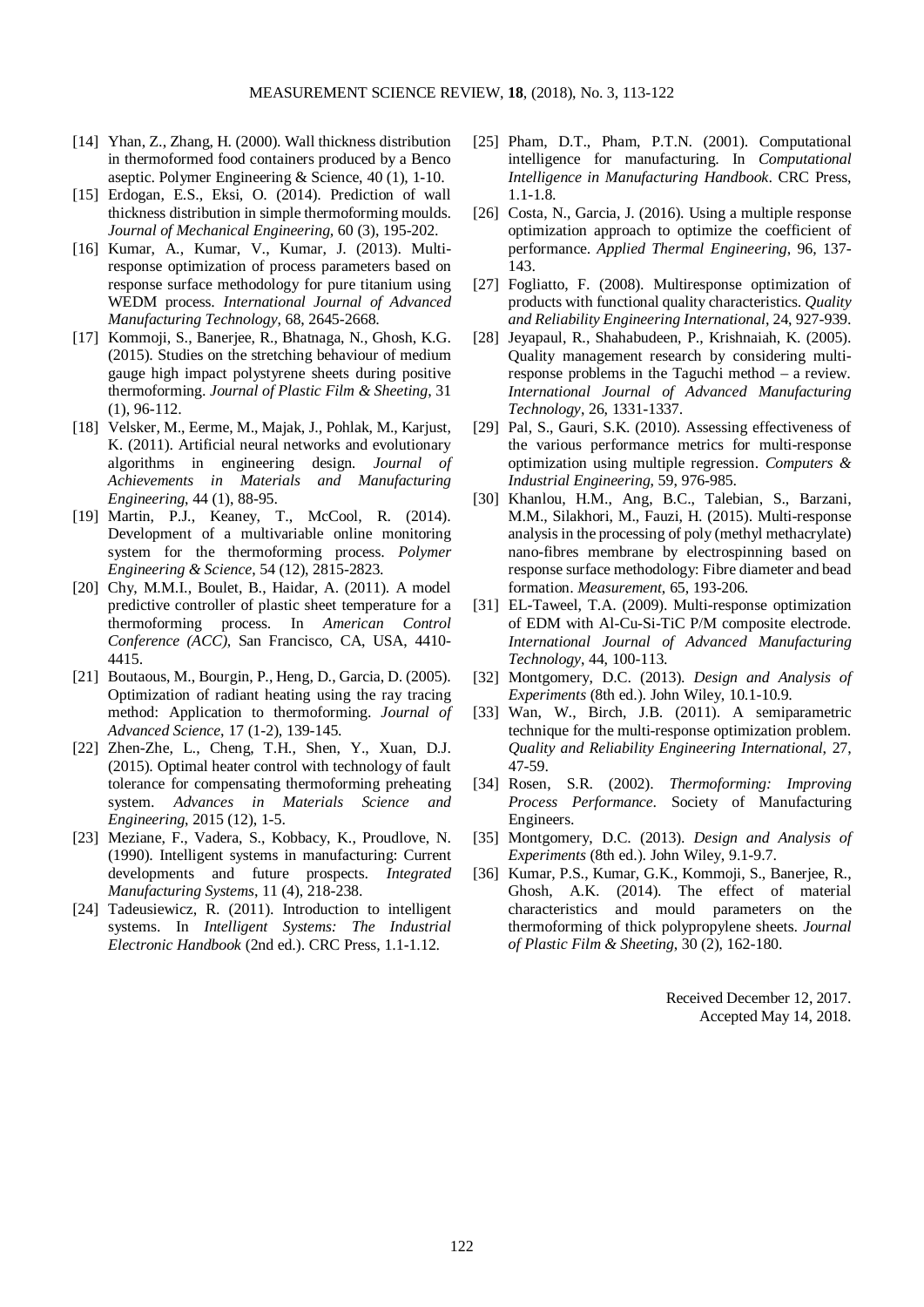[14] Yhan, Z., Zhang, H. (2000). Wall thickness distribution in thermoformed food containers produced by a Benco aseptic. Polymer Engineering & Science, 40 (1), 1-10.

[15] Erdogan, E.S., Eksi, O. (2014). Prediction of wall thickness distribution in simple thermoforming moulds. *Journal of Mechanical Engineering*, 60 (3), 195-202.

[16] Kumar, A., Kumar, V., Kumar, J. (2013). Multi-response optimization of process parameters based on response surface methodology for pure titanium using WEDM process. *International Journal of Advanced Manufacturing Technology*, 68, 2645-2668.

[17] Kommoji, S., Banerjee, R., Bhatnaga, N., Ghosh, K.G. (2015). Studies on the stretching behaviour of medium gauge high impact polystyrene sheets during positive thermoforming. *Journal of Plastic Film & Sheeting*, 31 (1), 96-112.

[18] Velsker, M., Eerme, M., Majak, J., Pohlak, M., Karjust, K. (2011). Artificial neural networks and evolutionary algorithms in engineering design. *Journal of Achievements in Materials and Manufacturing Engineering*, 44 (1), 88-95.

[19] Martin, P.J., Keaney, T., McCool, R. (2014). Development of a multivariable online monitoring system for the thermoforming process. *Polymer Engineering & Science*, 54 (12), 2815-2823.

[20] Chy, M.M.I., Boulet, B., Haidar, A. (2011). A model predictive controller of plastic sheet temperature for a thermoforming process. In *American Control Conference (ACC)*, San Francisco, CA, USA, 4410-4415.

[21] Boutaous, M., Bourgin, P., Heng, D., Garcia, D. (2005). Optimization of radiant heating using the ray tracing method: Application to thermoforming. *Journal of Advanced Science*, 17 (1-2), 139-145.

[22] Zhen-Zhe, L., Cheng, T.H., Shen, Y., Xuan, D.J. (2015). Optimal heater control with technology of fault tolerance for compensating thermoforming preheating system. *Advances in Materials Science and Engineering*, 2015 (12), 1-5.

[23] Meziane, F., Vadera, S., Kobbacy, K., Proudlove, N. (1990). Intelligent systems in manufacturing: Current developments and future prospects. *Integrated Manufacturing Systems*, 11 (4), 218-238.

[24] Tadeusiewicz, R. (2011). Introduction to intelligent systems. In *Intelligent Systems: The Industrial Electronic Handbook* (2nd ed.). CRC Press, 1.1-1.12.

[25] Pham, D.T., Pham, P.T.N. (2001). Computational intelligence for manufacturing. In *Computational Intelligence in Manufacturing Handbook*. CRC Press, 1.1-1.8.

[26] Costa, N., Garcia, J. (2016). Using a multiple response optimization approach to optimize the coefficient of performance. *Applied Thermal Engineering*, 96, 137-143.

[27] Fogliatto, F. (2008). Multiresponse optimization of products with functional quality characteristics. *Quality and Reliability Engineering International*, 24, 927-939.

[28] Jeyapaul, R., Shahabudeen, P., Krishnaiah, K. (2005). Quality management research by considering multi-response problems in the Taguchi method – a review. *International Journal of Advanced Manufacturing Technology*, 26, 1331-1337.

[29] Pal, S., Gauri, S.K. (2010). Assessing effectiveness of the various performance metrics for multi-response optimization using multiple regression. *Computers & Industrial Engineering*, 59, 976-985.

[30] Khanlou, H.M., Ang, B.C., Talebian, S., Barzani, M.M., Silakhori, M., Fauzi, H. (2015). Multi-response analysis in the processing of poly (methyl methacrylate) nano-fibres membrane by electrospinning based on response surface methodology: Fibre diameter and bead formation. *Measurement*, 65, 193-206.

[31] EL-Taweel, T.A. (2009). Multi-response optimization of EDM with Al-Cu-Si-TiC P/M composite electrode. *International Journal of Advanced Manufacturing Technology*, 44, 100-113.

[32] Montgomery, D.C. (2013). *Design and Analysis of Experiments* (8th ed.). John Wiley, 10.1-10.9.

[33] Wan, W., Birch, J.B. (2011). A semiparametric technique for the multi-response optimization problem. *Quality and Reliability Engineering International*, 27, 47-59.

[34] Rosen, S.R. (2002). *Thermoforming: Improving Process Performance*. Society of Manufacturing Engineers.

[35] Montgomery, D.C. (2013). *Design and Analysis of Experiments* (8th ed.). John Wiley, 9.1-9.7.

[36] Kumar, P.S., Kumar, G.K., Kommoji, S., Banerjee, R., Ghosh, A.K. (2014). The effect of material characteristics and mould parameters on the thermoforming of thick polypropylene sheets. *Journal of Plastic Film & Sheeting*, 30 (2), 162-180.

Received December 12, 2017.
Accepted May 14, 2018.